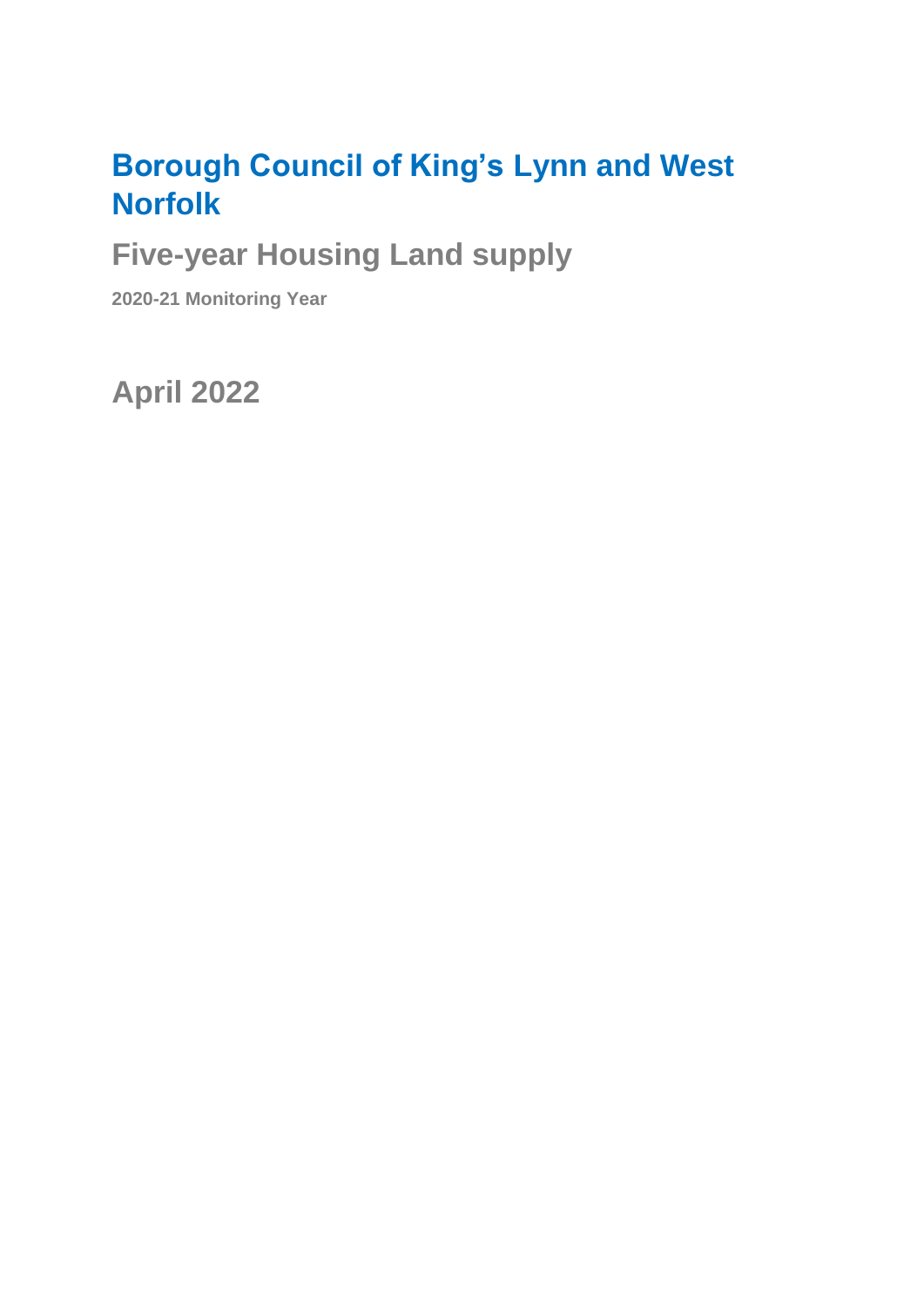# Borough Council of King's Lynn and West Norfolk

## Five-year Housing Land supply

**2020-21 Monitoring Year**

## April 2022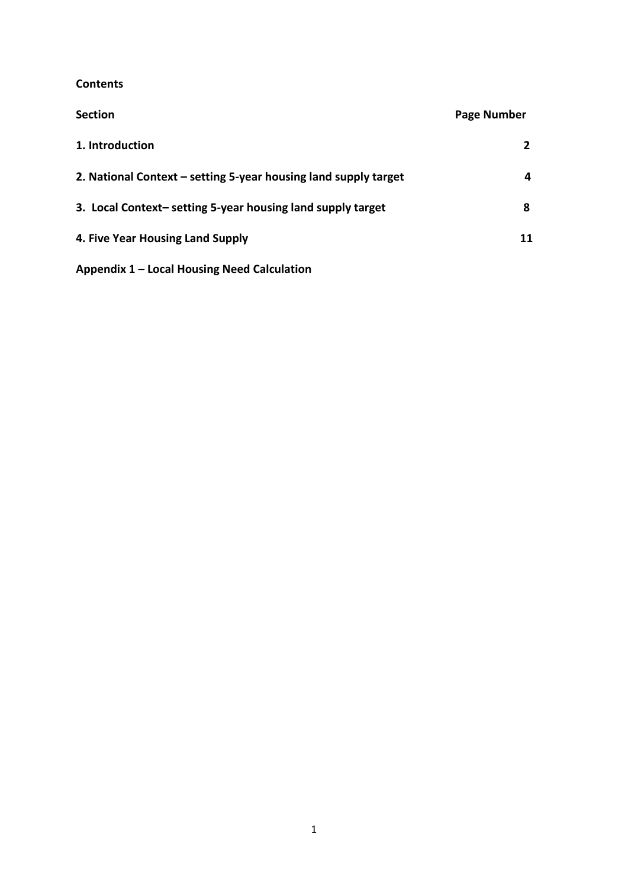**Contents**

| Section | Page Number |
|---|---|
| **1. Introduction** | **2** |
| **2. National Context – setting 5-year housing land supply target** | **4** |
| **3. Local Context– setting 5-year housing land supply target** | **8** |
| **4. Five Year Housing Land Supply** | **11** |
| **Appendix 1 – Local Housing Need Calculation** | |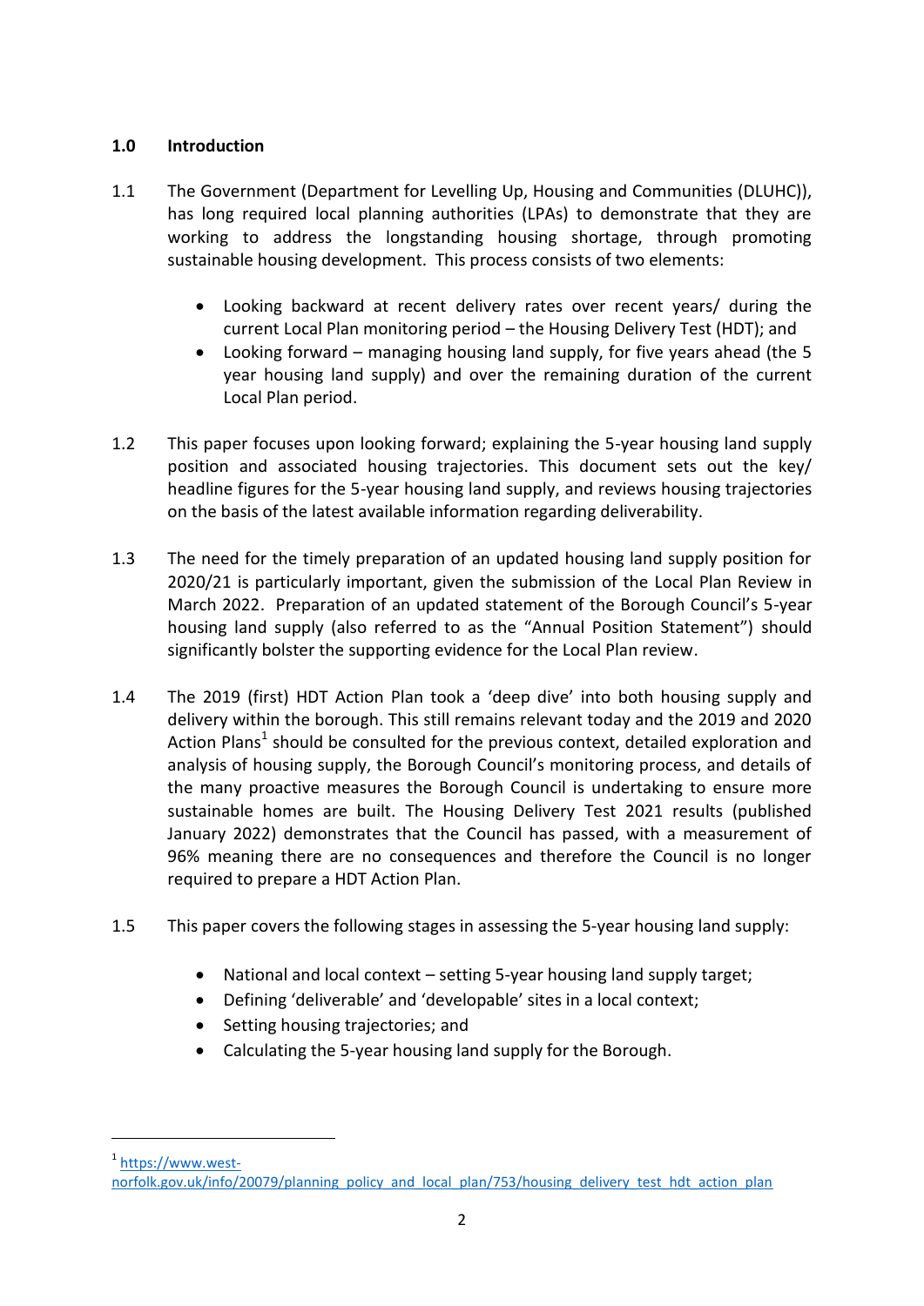## 1.0 Introduction

1.1 The Government (Department for Levelling Up, Housing and Communities (DLUHC)), has long required local planning authorities (LPAs) to demonstrate that they are working to address the longstanding housing shortage, through promoting sustainable housing development. This process consists of two elements:

- Looking backward at recent delivery rates over recent years/ during the current Local Plan monitoring period – the Housing Delivery Test (HDT); and
- Looking forward – managing housing land supply, for five years ahead (the 5 year housing land supply) and over the remaining duration of the current Local Plan period.

1.2 This paper focuses upon looking forward; explaining the 5-year housing land supply position and associated housing trajectories. This document sets out the key/ headline figures for the 5-year housing land supply, and reviews housing trajectories on the basis of the latest available information regarding deliverability.

1.3 The need for the timely preparation of an updated housing land supply position for 2020/21 is particularly important, given the submission of the Local Plan Review in March 2022. Preparation of an updated statement of the Borough Council's 5-year housing land supply (also referred to as the "Annual Position Statement") should significantly bolster the supporting evidence for the Local Plan review.

1.4 The 2019 (first) HDT Action Plan took a 'deep dive' into both housing supply and delivery within the borough. This still remains relevant today and the 2019 and 2020 Action Plans[1] should be consulted for the previous context, detailed exploration and analysis of housing supply, the Borough Council's monitoring process, and details of the many proactive measures the Borough Council is undertaking to ensure more sustainable homes are built. The Housing Delivery Test 2021 results (published January 2022) demonstrates that the Council has passed, with a measurement of 96% meaning there are no consequences and therefore the Council is no longer required to prepare a HDT Action Plan.

1.5 This paper covers the following stages in assessing the 5-year housing land supply:

- National and local context – setting 5-year housing land supply target;
- Defining 'deliverable' and 'developable' sites in a local context;
- Setting housing trajectories; and
- Calculating the 5-year housing land supply for the Borough.

---

[1] https://www.west-norfolk.gov.uk/info/20079/planning_policy_and_local_plan/753/housing_delivery_test_hdt_action_plan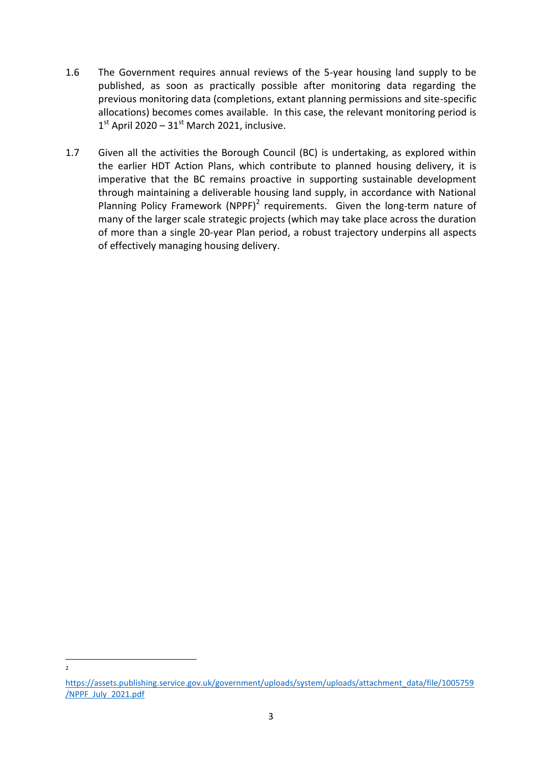1.6 The Government requires annual reviews of the 5-year housing land supply to be published, as soon as practically possible after monitoring data regarding the previous monitoring data (completions, extant planning permissions and site-specific allocations) becomes comes available. In this case, the relevant monitoring period is 1st April 2020 – 31st March 2021, inclusive.

1.7 Given all the activities the Borough Council (BC) is undertaking, as explored within the earlier HDT Action Plans, which contribute to planned housing delivery, it is imperative that the BC remains proactive in supporting sustainable development through maintaining a deliverable housing land supply, in accordance with National Planning Policy Framework (NPPF)[2] requirements. Given the long-term nature of many of the larger scale strategic projects (which may take place across the duration of more than a single 20-year Plan period, a robust trajectory underpins all aspects of effectively managing housing delivery.

---

[2] https://assets.publishing.service.gov.uk/government/uploads/system/uploads/attachment_data/file/1005759/NPPF_July_2021.pdf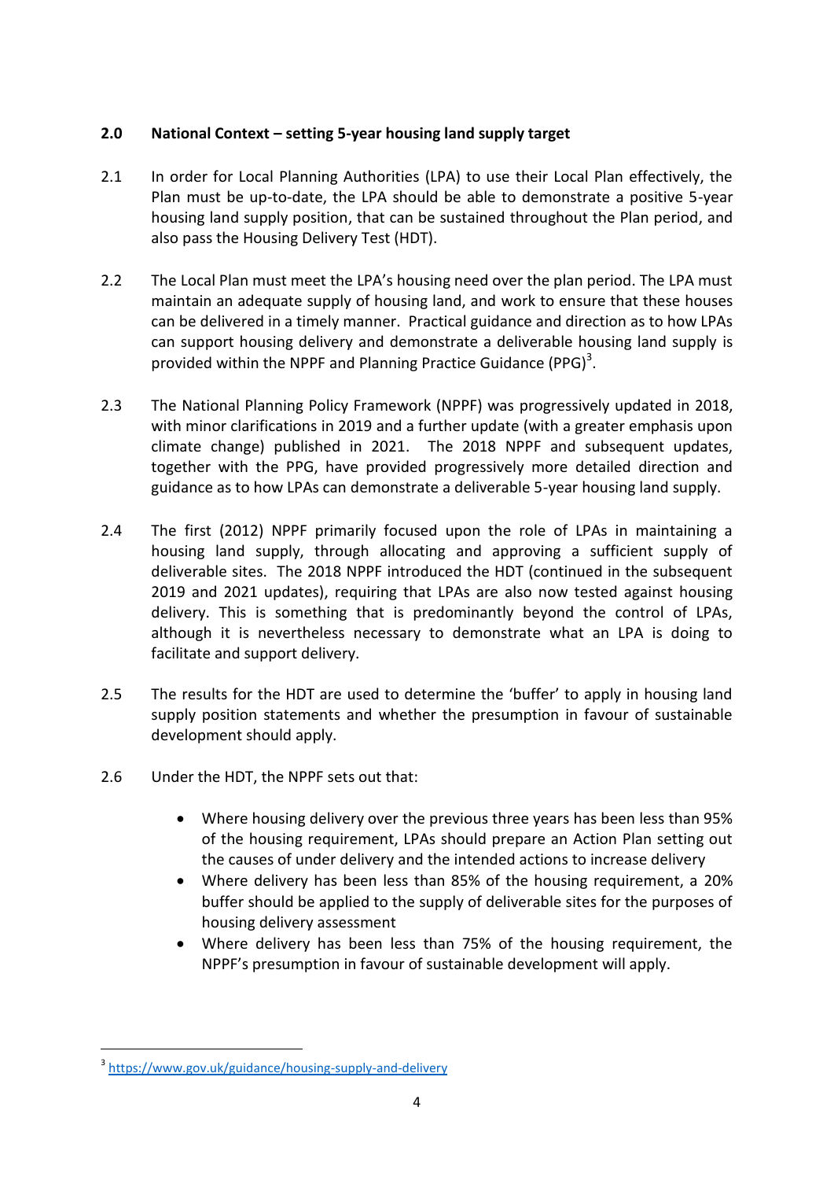## 2.0 National Context – setting 5-year housing land supply target

2.1 In order for Local Planning Authorities (LPA) to use their Local Plan effectively, the Plan must be up-to-date, the LPA should be able to demonstrate a positive 5-year housing land supply position, that can be sustained throughout the Plan period, and also pass the Housing Delivery Test (HDT).

2.2 The Local Plan must meet the LPA's housing need over the plan period. The LPA must maintain an adequate supply of housing land, and work to ensure that these houses can be delivered in a timely manner. Practical guidance and direction as to how LPAs can support housing delivery and demonstrate a deliverable housing land supply is provided within the NPPF and Planning Practice Guidance (PPG)[3].

2.3 The National Planning Policy Framework (NPPF) was progressively updated in 2018, with minor clarifications in 2019 and a further update (with a greater emphasis upon climate change) published in 2021. The 2018 NPPF and subsequent updates, together with the PPG, have provided progressively more detailed direction and guidance as to how LPAs can demonstrate a deliverable 5-year housing land supply.

2.4 The first (2012) NPPF primarily focused upon the role of LPAs in maintaining a housing land supply, through allocating and approving a sufficient supply of deliverable sites. The 2018 NPPF introduced the HDT (continued in the subsequent 2019 and 2021 updates), requiring that LPAs are also now tested against housing delivery. This is something that is predominantly beyond the control of LPAs, although it is nevertheless necessary to demonstrate what an LPA is doing to facilitate and support delivery.

2.5 The results for the HDT are used to determine the 'buffer' to apply in housing land supply position statements and whether the presumption in favour of sustainable development should apply.

2.6 Under the HDT, the NPPF sets out that:

- Where housing delivery over the previous three years has been less than 95% of the housing requirement, LPAs should prepare an Action Plan setting out the causes of under delivery and the intended actions to increase delivery
- Where delivery has been less than 85% of the housing requirement, a 20% buffer should be applied to the supply of deliverable sites for the purposes of housing delivery assessment
- Where delivery has been less than 75% of the housing requirement, the NPPF's presumption in favour of sustainable development will apply.

[3] https://www.gov.uk/guidance/housing-supply-and-delivery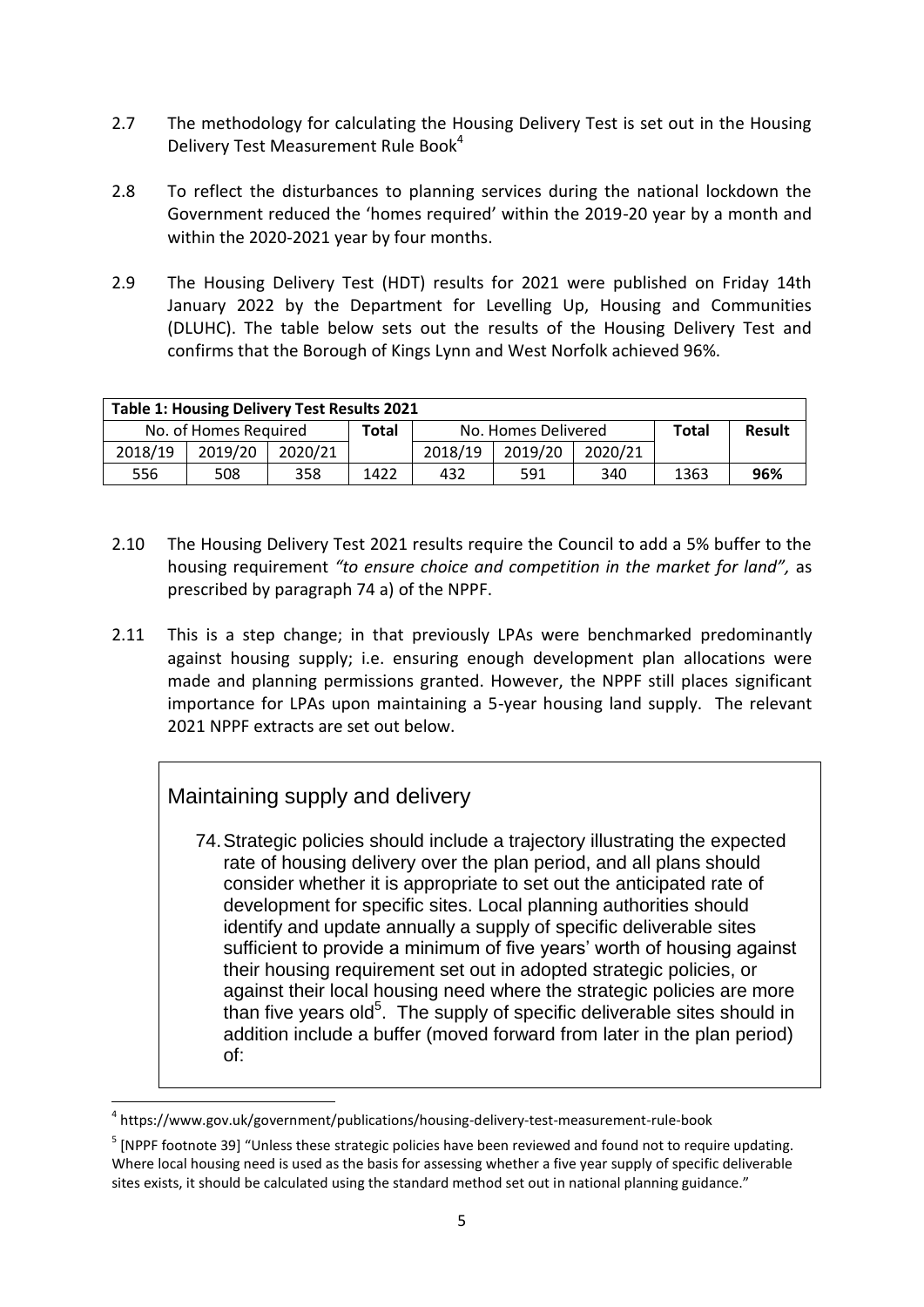2.7 The methodology for calculating the Housing Delivery Test is set out in the Housing Delivery Test Measurement Rule Book[4]

2.8 To reflect the disturbances to planning services during the national lockdown the Government reduced the 'homes required' within the 2019-20 year by a month and within the 2020-2021 year by four months.

2.9 The Housing Delivery Test (HDT) results for 2021 were published on Friday 14th January 2022 by the Department for Levelling Up, Housing and Communities (DLUHC). The table below sets out the results of the Housing Delivery Test and confirms that the Borough of Kings Lynn and West Norfolk achieved 96%.

**Table 1: Housing Delivery Test Results 2021**

| No. of Homes Required | | | **Total** | No. Homes Delivered | | | **Total** | **Result** |
|---|---|---|---|---|---|---|---|---|
| 2018/19 | 2019/20 | 2020/21 | | 2018/19 | 2019/20 | 2020/21 | | |
| 556 | 508 | 358 | 1422 | 432 | 591 | 340 | 1363 | **96%** |

2.10 The Housing Delivery Test 2021 results require the Council to add a 5% buffer to the housing requirement *"to ensure choice and competition in the market for land",* as prescribed by paragraph 74 a) of the NPPF.

2.11 This is a step change; in that previously LPAs were benchmarked predominantly against housing supply; i.e. ensuring enough development plan allocations were made and planning permissions granted. However, the NPPF still places significant importance for LPAs upon maintaining a 5-year housing land supply. The relevant 2021 NPPF extracts are set out below.

> ## Maintaining supply and delivery
>
> 74. Strategic policies should include a trajectory illustrating the expected rate of housing delivery over the plan period, and all plans should consider whether it is appropriate to set out the anticipated rate of development for specific sites. Local planning authorities should identify and update annually a supply of specific deliverable sites sufficient to provide a minimum of five years' worth of housing against their housing requirement set out in adopted strategic policies, or against their local housing need where the strategic policies are more than five years old[5]. The supply of specific deliverable sites should in addition include a buffer (moved forward from later in the plan period) of:

---

[4] https://www.gov.uk/government/publications/housing-delivery-test-measurement-rule-book

[5] [NPPF footnote 39] "Unless these strategic policies have been reviewed and found not to require updating. Where local housing need is used as the basis for assessing whether a five year supply of specific deliverable sites exists, it should be calculated using the standard method set out in national planning guidance."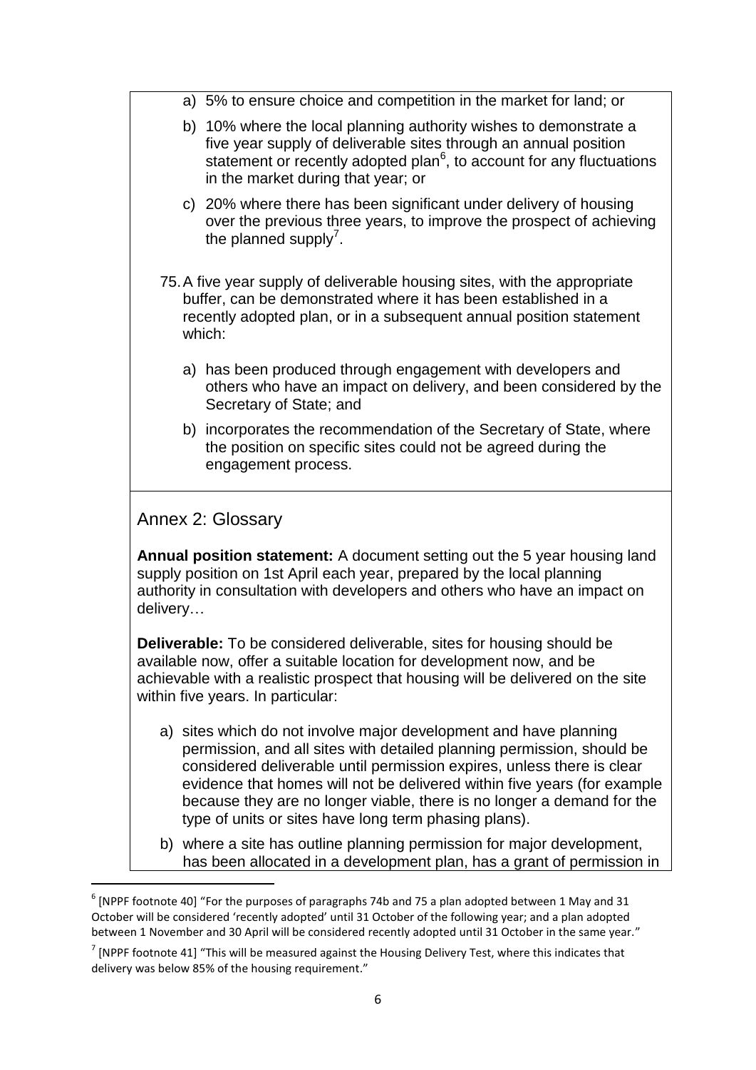a) 5% to ensure choice and competition in the market for land; or

b) 10% where the local planning authority wishes to demonstrate a five year supply of deliverable sites through an annual position statement or recently adopted plan[6], to account for any fluctuations in the market during that year; or

c) 20% where there has been significant under delivery of housing over the previous three years, to improve the prospect of achieving the planned supply[7].

75. A five year supply of deliverable housing sites, with the appropriate buffer, can be demonstrated where it has been established in a recently adopted plan, or in a subsequent annual position statement which:

  a) has been produced through engagement with developers and others who have an impact on delivery, and been considered by the Secretary of State; and

  b) incorporates the recommendation of the Secretary of State, where the position on specific sites could not be agreed during the engagement process.

## Annex 2: Glossary

**Annual position statement:** A document setting out the 5 year housing land supply position on 1st April each year, prepared by the local planning authority in consultation with developers and others who have an impact on delivery…

**Deliverable:** To be considered deliverable, sites for housing should be available now, offer a suitable location for development now, and be achievable with a realistic prospect that housing will be delivered on the site within five years. In particular:

a) sites which do not involve major development and have planning permission, and all sites with detailed planning permission, should be considered deliverable until permission expires, unless there is clear evidence that homes will not be delivered within five years (for example because they are no longer viable, there is no longer a demand for the type of units or sites have long term phasing plans).

b) where a site has outline planning permission for major development, has been allocated in a development plan, has a grant of permission in

[6] [NPPF footnote 40] "For the purposes of paragraphs 74b and 75 a plan adopted between 1 May and 31 October will be considered 'recently adopted' until 31 October of the following year; and a plan adopted between 1 November and 30 April will be considered recently adopted until 31 October in the same year."

[7] [NPPF footnote 41] "This will be measured against the Housing Delivery Test, where this indicates that delivery was below 85% of the housing requirement."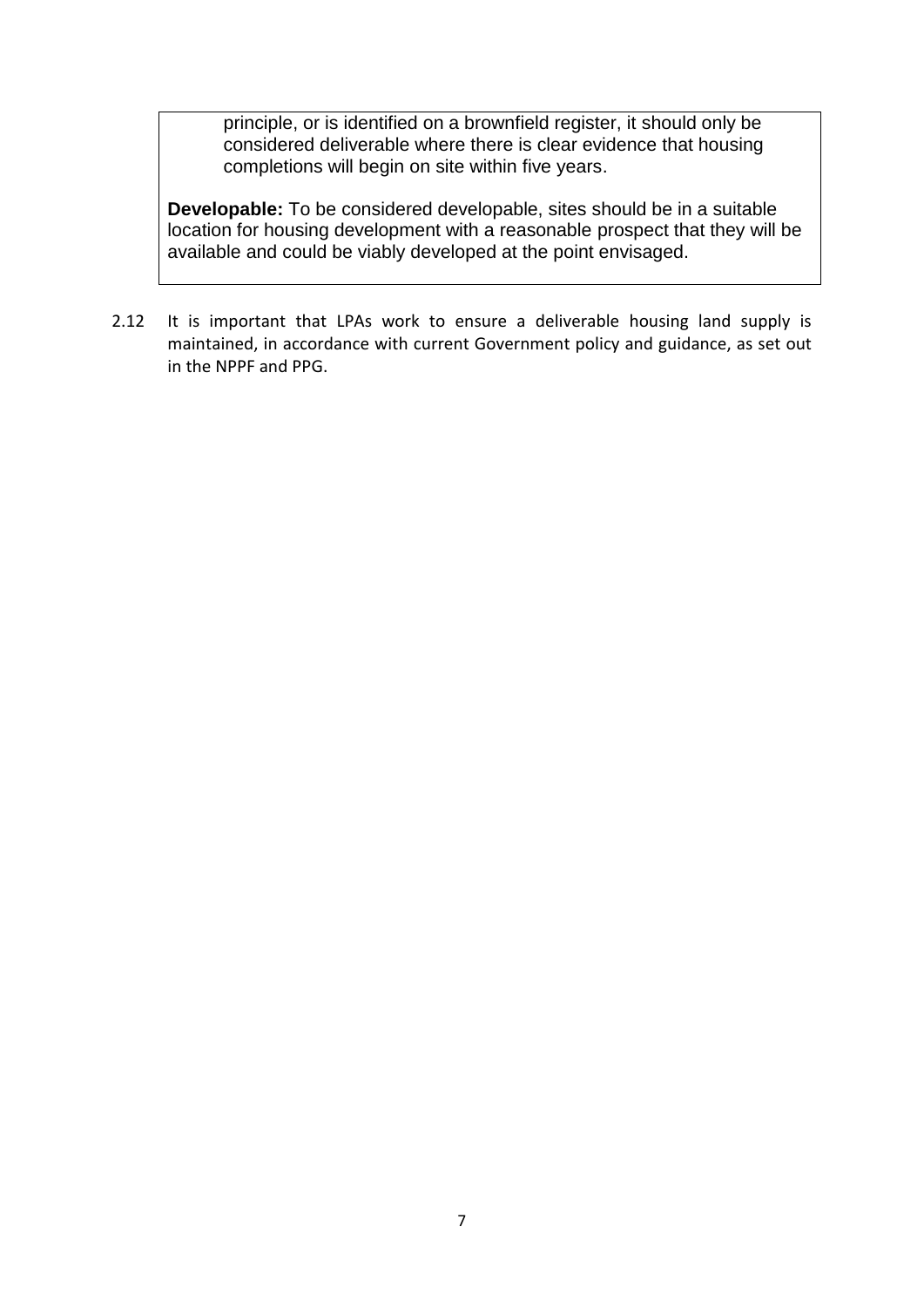principle, or is identified on a brownfield register, it should only be considered deliverable where there is clear evidence that housing completions will begin on site within five years.

**Developable:** To be considered developable, sites should be in a suitable location for housing development with a reasonable prospect that they will be available and could be viably developed at the point envisaged.

2.12 It is important that LPAs work to ensure a deliverable housing land supply is maintained, in accordance with current Government policy and guidance, as set out in the NPPF and PPG.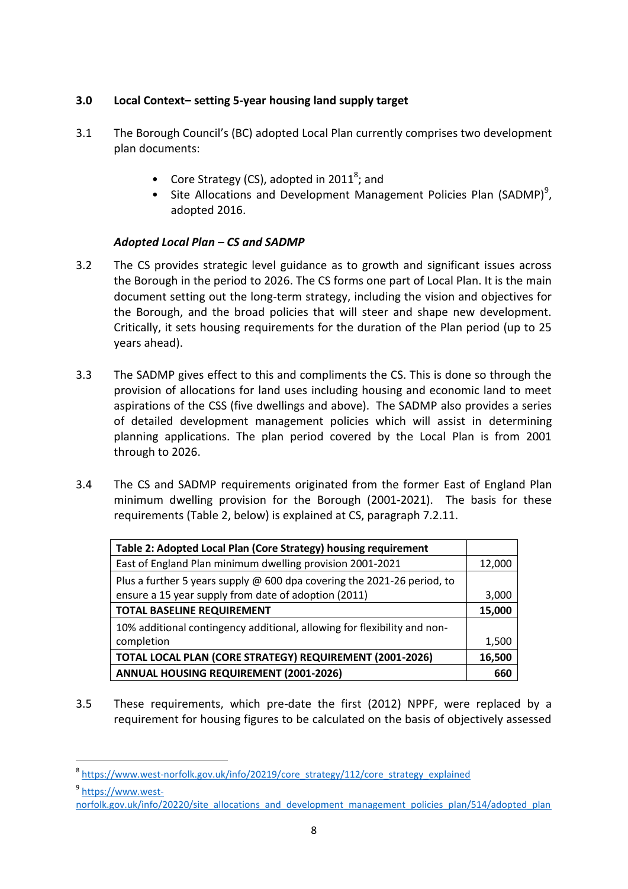## 3.0 Local Context– setting 5-year housing land supply target

3.1 The Borough Council's (BC) adopted Local Plan currently comprises two development plan documents:

- Core Strategy (CS), adopted in 2011[8]; and
- Site Allocations and Development Management Policies Plan (SADMP)[9], adopted 2016.

### *Adopted Local Plan – CS and SADMP*

3.2 The CS provides strategic level guidance as to growth and significant issues across the Borough in the period to 2026. The CS forms one part of Local Plan. It is the main document setting out the long-term strategy, including the vision and objectives for the Borough, and the broad policies that will steer and shape new development. Critically, it sets housing requirements for the duration of the Plan period (up to 25 years ahead).

3.3 The SADMP gives effect to this and compliments the CS. This is done so through the provision of allocations for land uses including housing and economic land to meet aspirations of the CSS (five dwellings and above). The SADMP also provides a series of detailed development management policies which will assist in determining planning applications. The plan period covered by the Local Plan is from 2001 through to 2026.

3.4 The CS and SADMP requirements originated from the former East of England Plan minimum dwelling provision for the Borough (2001-2021). The basis for these requirements (Table 2, below) is explained at CS, paragraph 7.2.11.

| **Table 2: Adopted Local Plan (Core Strategy) housing requirement** | |
|---|---|
| East of England Plan minimum dwelling provision 2001-2021 | 12,000 |
| Plus a further 5 years supply @ 600 dpa covering the 2021-26 period, to ensure a 15 year supply from date of adoption (2011) | 3,000 |
| **TOTAL BASELINE REQUIREMENT** | **15,000** |
| 10% additional contingency additional, allowing for flexibility and non-completion | 1,500 |
| **TOTAL LOCAL PLAN (CORE STRATEGY) REQUIREMENT (2001-2026)** | **16,500** |
| **ANNUAL HOUSING REQUIREMENT (2001-2026)** | **660** |

3.5 These requirements, which pre-date the first (2012) NPPF, were replaced by a requirement for housing figures to be calculated on the basis of objectively assessed

---

[8] https://www.west-norfolk.gov.uk/info/20219/core_strategy/112/core_strategy_explained

[9] https://www.west-norfolk.gov.uk/info/20220/site_allocations_and_development_management_policies_plan/514/adopted_plan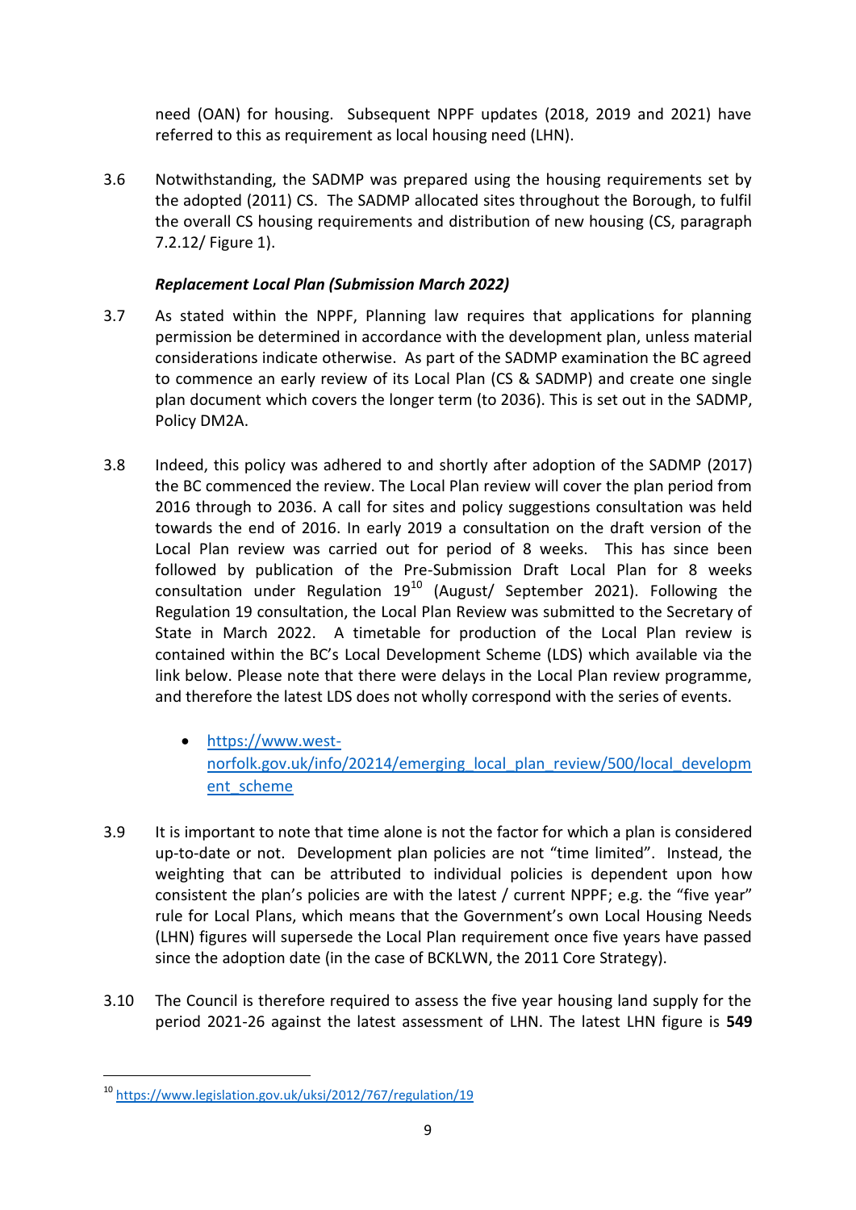need (OAN) for housing. Subsequent NPPF updates (2018, 2019 and 2021) have referred to this as requirement as local housing need (LHN).

3.6 Notwithstanding, the SADMP was prepared using the housing requirements set by the adopted (2011) CS. The SADMP allocated sites throughout the Borough, to fulfil the overall CS housing requirements and distribution of new housing (CS, paragraph 7.2.12/ Figure 1).

***Replacement Local Plan (Submission March 2022)***

3.7 As stated within the NPPF, Planning law requires that applications for planning permission be determined in accordance with the development plan, unless material considerations indicate otherwise. As part of the SADMP examination the BC agreed to commence an early review of its Local Plan (CS & SADMP) and create one single plan document which covers the longer term (to 2036). This is set out in the SADMP, Policy DM2A.

3.8 Indeed, this policy was adhered to and shortly after adoption of the SADMP (2017) the BC commenced the review. The Local Plan review will cover the plan period from 2016 through to 2036. A call for sites and policy suggestions consultation was held towards the end of 2016. In early 2019 a consultation on the draft version of the Local Plan review was carried out for period of 8 weeks. This has since been followed by publication of the Pre-Submission Draft Local Plan for 8 weeks consultation under Regulation 19[10] (August/ September 2021). Following the Regulation 19 consultation, the Local Plan Review was submitted to the Secretary of State in March 2022. A timetable for production of the Local Plan review is contained within the BC's Local Development Scheme (LDS) which available via the link below. Please note that there were delays in the Local Plan review programme, and therefore the latest LDS does not wholly correspond with the series of events.

- https://www.west-norfolk.gov.uk/info/20214/emerging_local_plan_review/500/local_development_scheme

3.9 It is important to note that time alone is not the factor for which a plan is considered up-to-date or not. Development plan policies are not "time limited". Instead, the weighting that can be attributed to individual policies is dependent upon how consistent the plan's policies are with the latest / current NPPF; e.g. the "five year" rule for Local Plans, which means that the Government's own Local Housing Needs (LHN) figures will supersede the Local Plan requirement once five years have passed since the adoption date (in the case of BCKLWN, the 2011 Core Strategy).

3.10 The Council is therefore required to assess the five year housing land supply for the period 2021-26 against the latest assessment of LHN. The latest LHN figure is **549**

[10] https://www.legislation.gov.uk/uksi/2012/767/regulation/19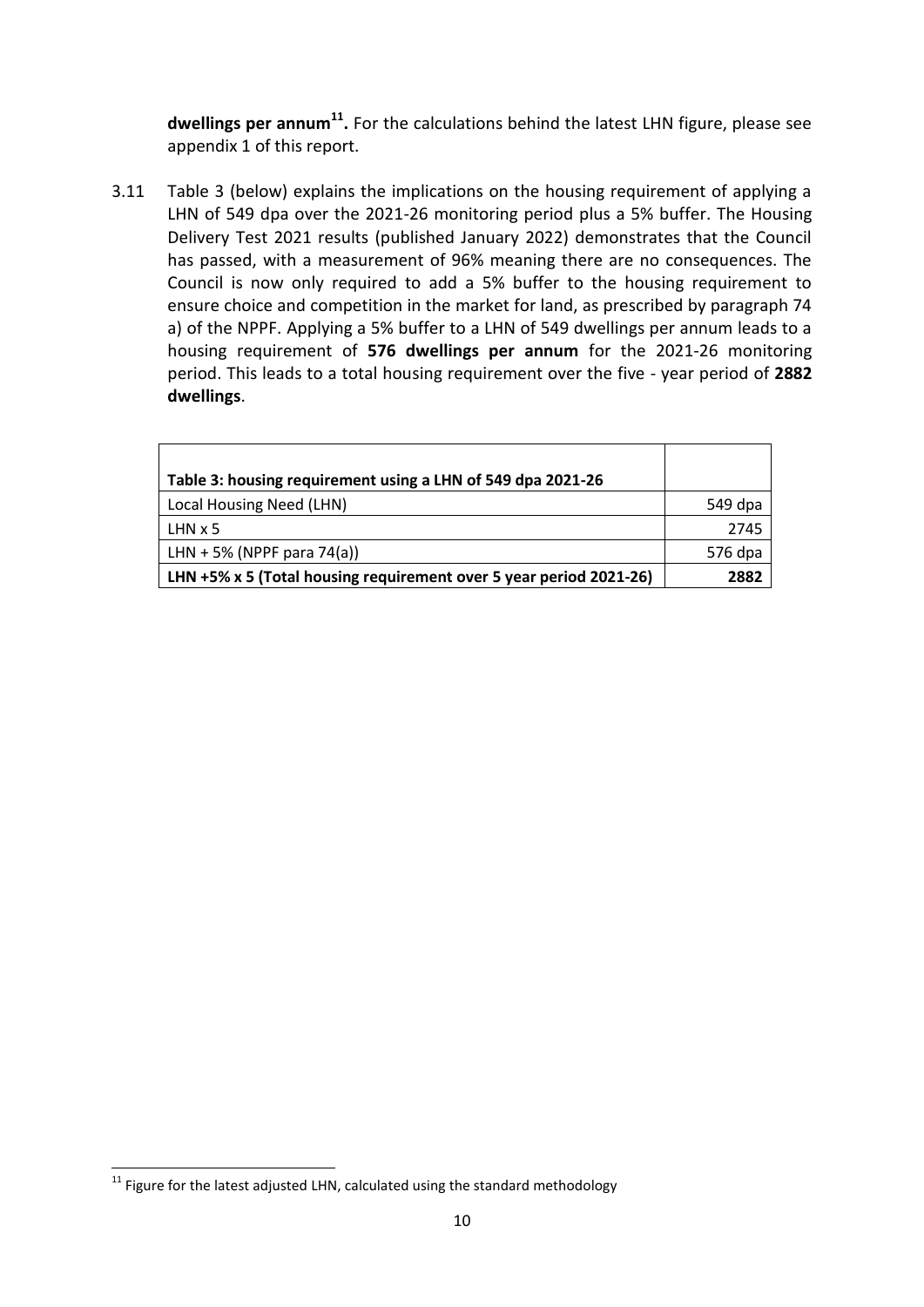**dwellings per annum**[11]**.** For the calculations behind the latest LHN figure, please see appendix 1 of this report.

3.11 Table 3 (below) explains the implications on the housing requirement of applying a LHN of 549 dpa over the 2021-26 monitoring period plus a 5% buffer. The Housing Delivery Test 2021 results (published January 2022) demonstrates that the Council has passed, with a measurement of 96% meaning there are no consequences. The Council is now only required to add a 5% buffer to the housing requirement to ensure choice and competition in the market for land, as prescribed by paragraph 74 a) of the NPPF. Applying a 5% buffer to a LHN of 549 dwellings per annum leads to a housing requirement of **576 dwellings per annum** for the 2021-26 monitoring period. This leads to a total housing requirement over the five - year period of **2882 dwellings**.

| **Table 3: housing requirement using a LHN of 549 dpa 2021-26** | |
|---|---|
| Local Housing Need (LHN) | 549 dpa |
| LHN x 5 | 2745 |
| LHN + 5% (NPPF para 74(a)) | 576 dpa |
| **LHN +5% x 5 (Total housing requirement over 5 year period 2021-26)** | **2882** |

[11] Figure for the latest adjusted LHN, calculated using the standard methodology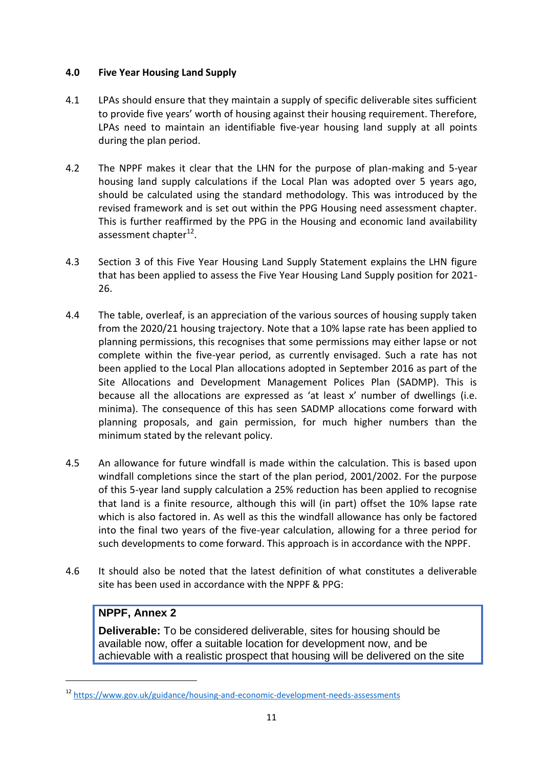## 4.0 Five Year Housing Land Supply

4.1 LPAs should ensure that they maintain a supply of specific deliverable sites sufficient to provide five years' worth of housing against their housing requirement. Therefore, LPAs need to maintain an identifiable five-year housing land supply at all points during the plan period.

4.2 The NPPF makes it clear that the LHN for the purpose of plan-making and 5-year housing land supply calculations if the Local Plan was adopted over 5 years ago, should be calculated using the standard methodology. This was introduced by the revised framework and is set out within the PPG Housing need assessment chapter. This is further reaffirmed by the PPG in the Housing and economic land availability assessment chapter[12].

4.3 Section 3 of this Five Year Housing Land Supply Statement explains the LHN figure that has been applied to assess the Five Year Housing Land Supply position for 2021-26.

4.4 The table, overleaf, is an appreciation of the various sources of housing supply taken from the 2020/21 housing trajectory. Note that a 10% lapse rate has been applied to planning permissions, this recognises that some permissions may either lapse or not complete within the five-year period, as currently envisaged. Such a rate has not been applied to the Local Plan allocations adopted in September 2016 as part of the Site Allocations and Development Management Polices Plan (SADMP). This is because all the allocations are expressed as 'at least x' number of dwellings (i.e. minima). The consequence of this has seen SADMP allocations come forward with planning proposals, and gain permission, for much higher numbers than the minimum stated by the relevant policy.

4.5 An allowance for future windfall is made within the calculation. This is based upon windfall completions since the start of the plan period, 2001/2002. For the purpose of this 5-year land supply calculation a 25% reduction has been applied to recognise that land is a finite resource, although this will (in part) offset the 10% lapse rate which is also factored in. As well as this the windfall allowance has only be factored into the final two years of the five-year calculation, allowing for a three period for such developments to come forward. This approach is in accordance with the NPPF.

4.6 It should also be noted that the latest definition of what constitutes a deliverable site has been used in accordance with the NPPF & PPG:

> **NPPF, Annex 2**
>
> **Deliverable:** To be considered deliverable, sites for housing should be available now, offer a suitable location for development now, and be achievable with a realistic prospect that housing will be delivered on the site

[12] https://www.gov.uk/guidance/housing-and-economic-development-needs-assessments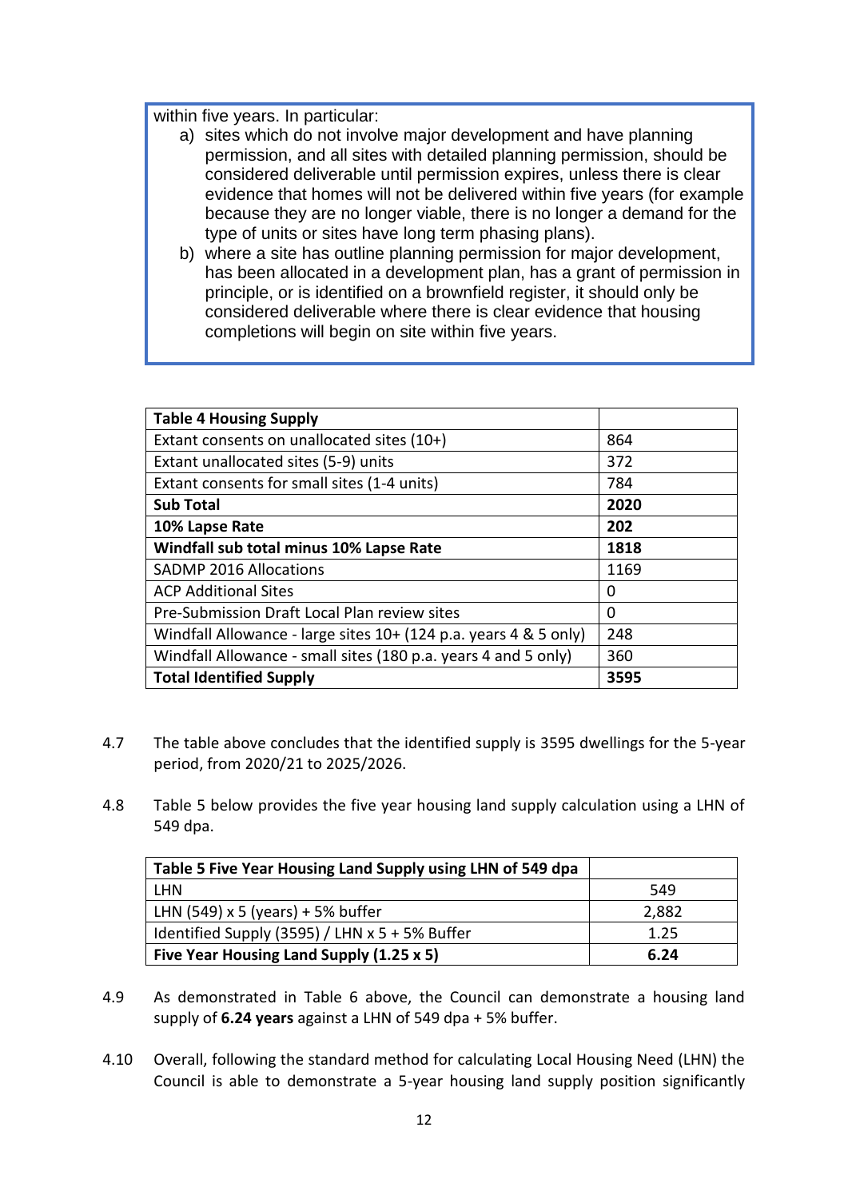within five years. In particular:

a) sites which do not involve major development and have planning permission, and all sites with detailed planning permission, should be considered deliverable until permission expires, unless there is clear evidence that homes will not be delivered within five years (for example because they are no longer viable, there is no longer a demand for the type of units or sites have long term phasing plans).

b) where a site has outline planning permission for major development, has been allocated in a development plan, has a grant of permission in principle, or is identified on a brownfield register, it should only be considered deliverable where there is clear evidence that housing completions will begin on site within five years.

| **Table 4 Housing Supply** | |
|---|---|
| Extant consents on unallocated sites (10+) | 864 |
| Extant unallocated sites (5-9) units | 372 |
| Extant consents for small sites (1-4 units) | 784 |
| **Sub Total** | **2020** |
| **10% Lapse Rate** | **202** |
| **Windfall sub total minus 10% Lapse Rate** | **1818** |
| SADMP 2016 Allocations | 1169 |
| ACP Additional Sites | 0 |
| Pre-Submission Draft Local Plan review sites | 0 |
| Windfall Allowance - large sites 10+ (124 p.a. years 4 & 5 only) | 248 |
| Windfall Allowance - small sites (180 p.a. years 4 and 5 only) | 360 |
| **Total Identified Supply** | **3595** |

4.7 The table above concludes that the identified supply is 3595 dwellings for the 5-year period, from 2020/21 to 2025/2026.

4.8 Table 5 below provides the five year housing land supply calculation using a LHN of 549 dpa.

| **Table 5 Five Year Housing Land Supply using LHN of 549 dpa** | |
|---|---|
| LHN | 549 |
| LHN (549) x 5 (years) + 5% buffer | 2,882 |
| Identified Supply (3595) / LHN x 5 + 5% Buffer | 1.25 |
| **Five Year Housing Land Supply (1.25 x 5)** | **6.24** |

4.9 As demonstrated in Table 6 above, the Council can demonstrate a housing land supply of **6.24 years** against a LHN of 549 dpa + 5% buffer.

4.10 Overall, following the standard method for calculating Local Housing Need (LHN) the Council is able to demonstrate a 5-year housing land supply position significantly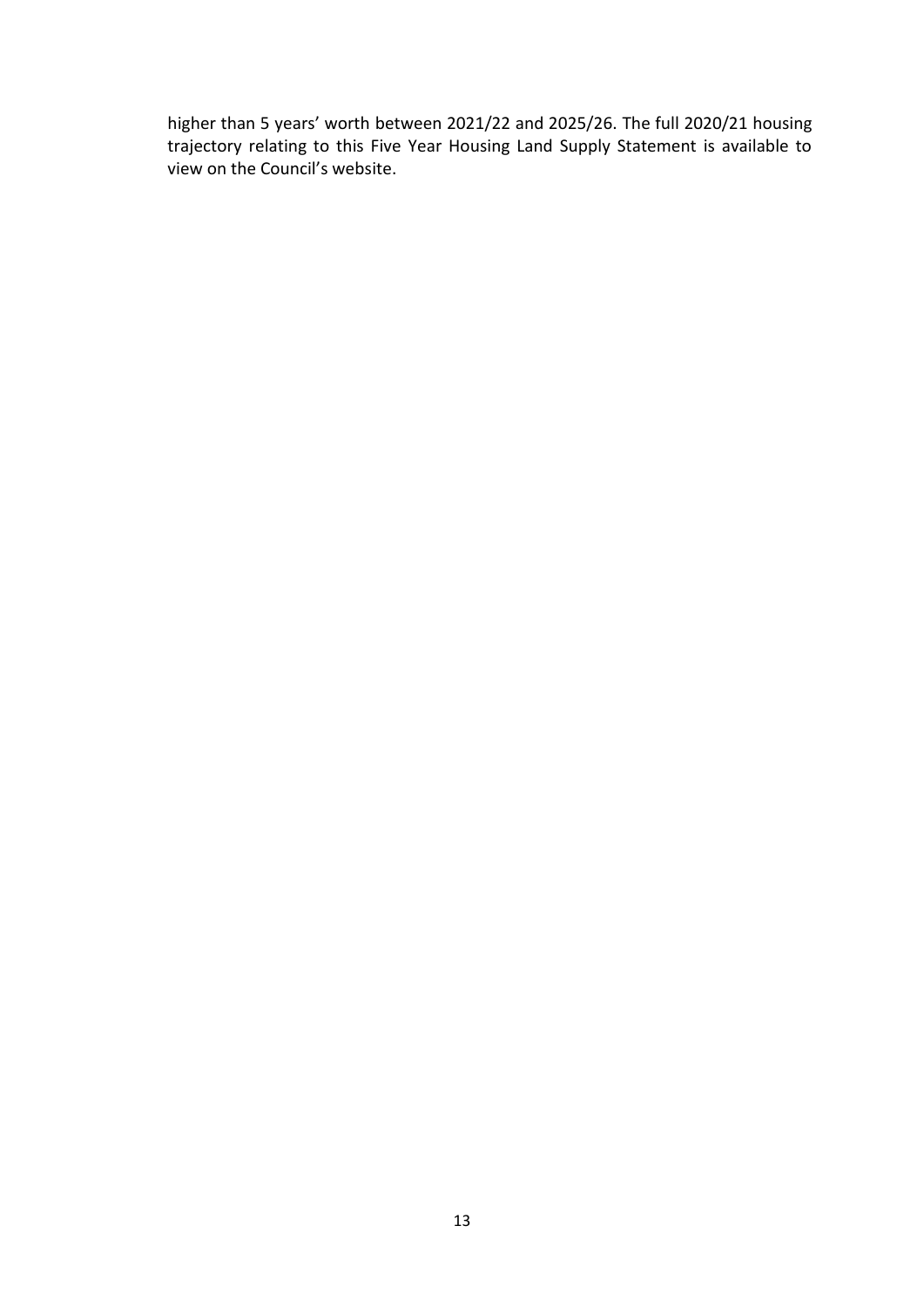higher than 5 years' worth between 2021/22 and 2025/26. The full 2020/21 housing trajectory relating to this Five Year Housing Land Supply Statement is available to view on the Council's website.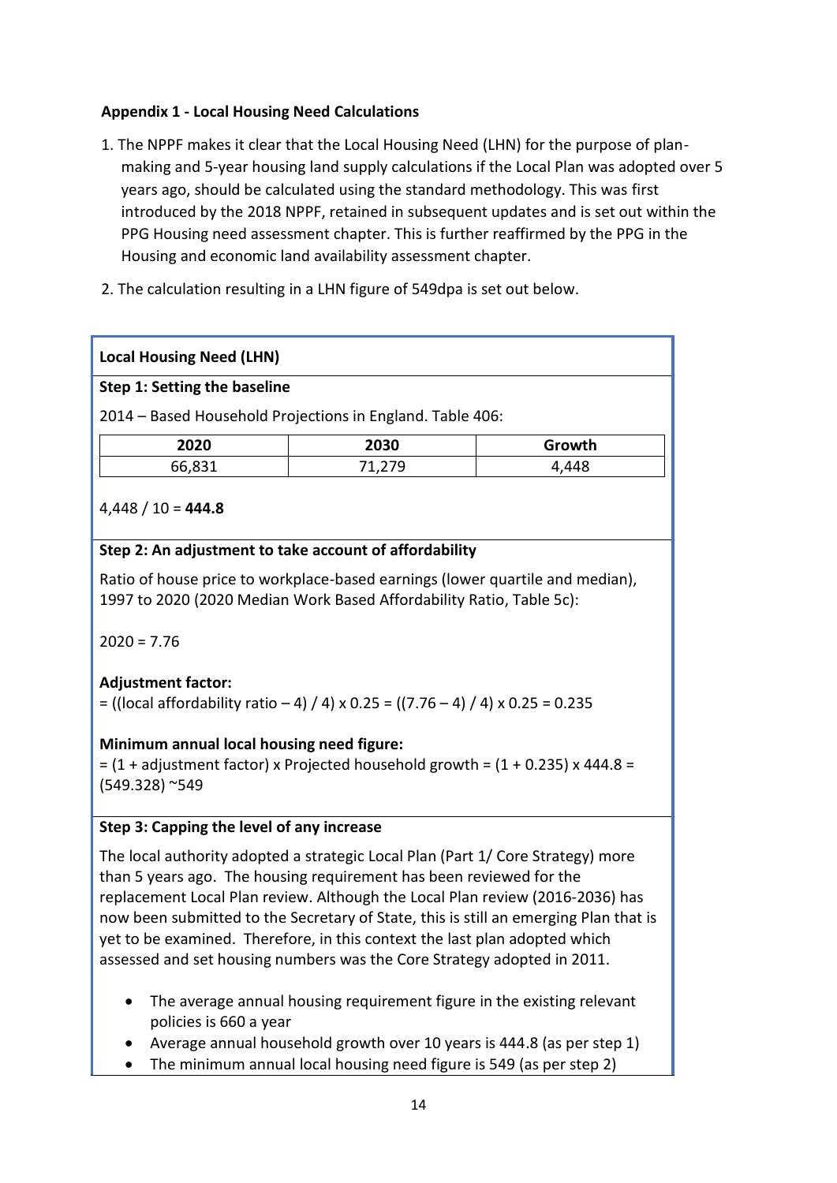**Appendix 1 - Local Housing Need Calculations**

1. The NPPF makes it clear that the Local Housing Need (LHN) for the purpose of plan-making and 5-year housing land supply calculations if the Local Plan was adopted over 5 years ago, should be calculated using the standard methodology. This was first introduced by the 2018 NPPF, retained in subsequent updates and is set out within the PPG Housing need assessment chapter. This is further reaffirmed by the PPG in the Housing and economic land availability assessment chapter.

2. The calculation resulting in a LHN figure of 549dpa is set out below.

**Local Housing Need (LHN)**

**Step 1: Setting the baseline**

2014 – Based Household Projections in England. Table 406:

| 2020 | 2030 | Growth |
|---|---|---|
| 66,831 | 71,279 | 4,448 |

4,448 / 10 = **444.8**

**Step 2: An adjustment to take account of affordability**

Ratio of house price to workplace-based earnings (lower quartile and median), 1997 to 2020 (2020 Median Work Based Affordability Ratio, Table 5c):

2020 = 7.76

**Adjustment factor:**
= ((local affordability ratio – 4) / 4) x 0.25 = ((7.76 – 4) / 4) x 0.25 = 0.235

**Minimum annual local housing need figure:**
= (1 + adjustment factor) x Projected household growth = (1 + 0.235) x 444.8 = (549.328) ~549

**Step 3: Capping the level of any increase**

The local authority adopted a strategic Local Plan (Part 1/ Core Strategy) more than 5 years ago. The housing requirement has been reviewed for the replacement Local Plan review. Although the Local Plan review (2016-2036) has now been submitted to the Secretary of State, this is still an emerging Plan that is yet to be examined. Therefore, in this context the last plan adopted which assessed and set housing numbers was the Core Strategy adopted in 2011.

- The average annual housing requirement figure in the existing relevant policies is 660 a year
- Average annual household growth over 10 years is 444.8 (as per step 1)
- The minimum annual local housing need figure is 549 (as per step 2)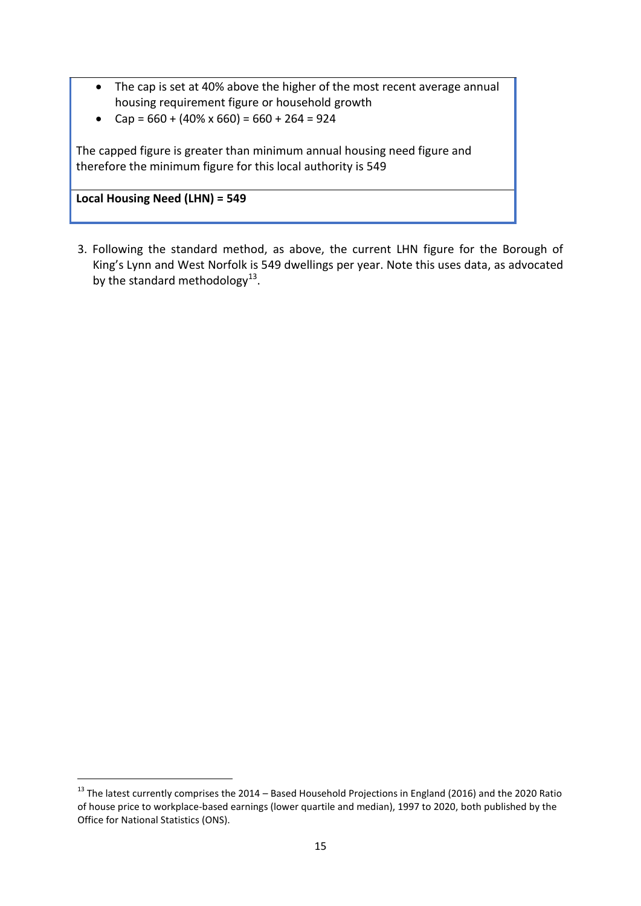- The cap is set at 40% above the higher of the most recent average annual housing requirement figure or household growth
- Cap = 660 + (40% x 660) = 660 + 264 = 924

The capped figure is greater than minimum annual housing need figure and therefore the minimum figure for this local authority is 549

**Local Housing Need (LHN) = 549**

3. Following the standard method, as above, the current LHN figure for the Borough of King's Lynn and West Norfolk is 549 dwellings per year. Note this uses data, as advocated by the standard methodology[13].

[13] The latest currently comprises the 2014 – Based Household Projections in England (2016) and the 2020 Ratio of house price to workplace-based earnings (lower quartile and median), 1997 to 2020, both published by the Office for National Statistics (ONS).